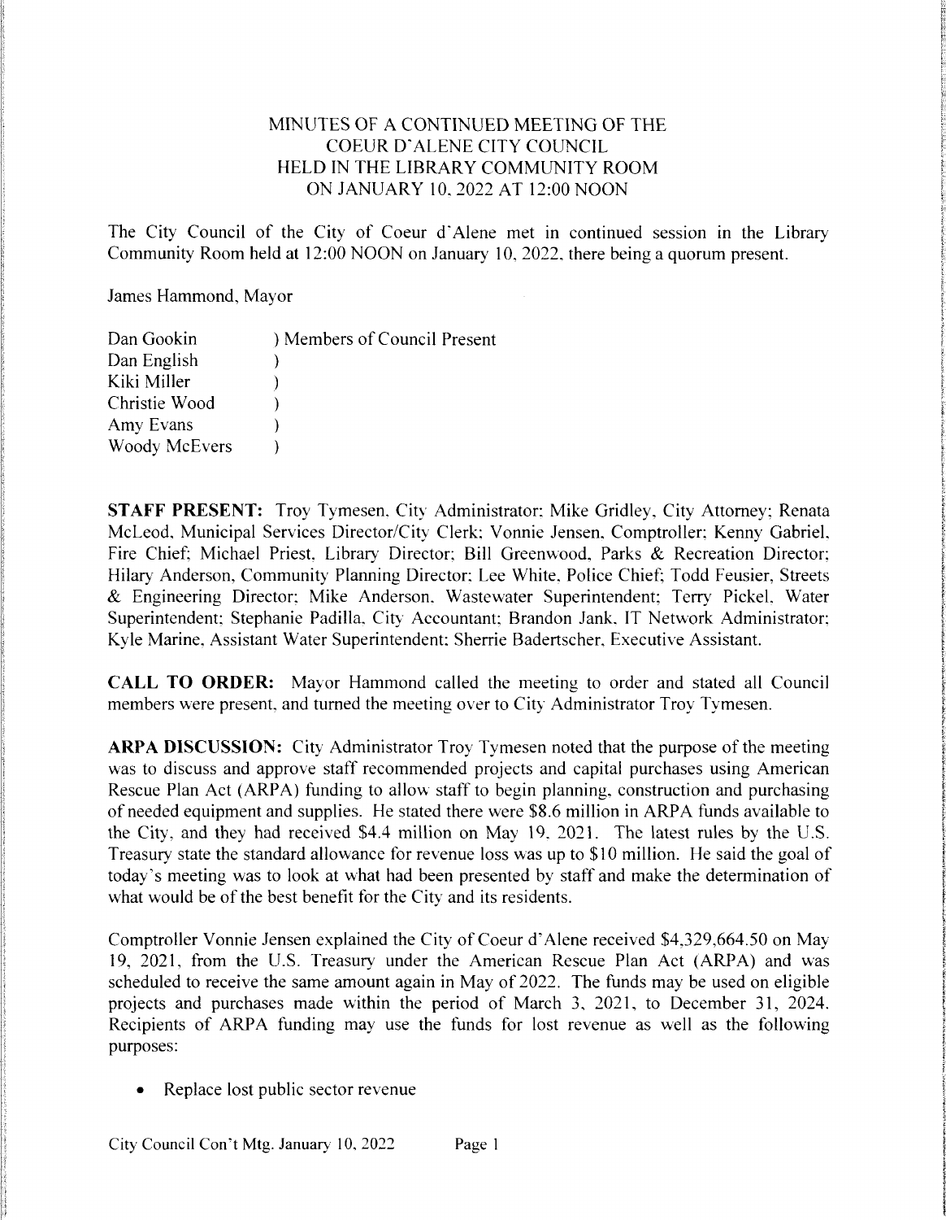# MINUTES OF A CONTINUED MEETING OF THE COEUR D'ALENE CITY COUNCIL HELD IN THE LIBRARY COMMUNITY ROOM ON JANUARY 10, 2022 AT 12:00 NOON

The City Council of the City of Coeur d'Alene met in continued session in the Library Community Room held at 12:00 NOON on January 10, 2022, there being a quorum present.

James Hammond, Mayor

| | |
|---|---|
| Dan Gookin | ) Members of Council Present |
| Dan English | ) |
| Kiki Miller | ) |
| Christie Wood | ) |
| Amy Evans | ) |
| Woody McEvers | ) |

**STAFF PRESENT:** Troy Tymesen, City Administrator; Mike Gridley, City Attorney; Renata McLeod, Municipal Services Director/City Clerk; Vonnie Jensen, Comptroller; Kenny Gabriel, Fire Chief; Michael Priest, Library Director; Bill Greenwood, Parks & Recreation Director; Hilary Anderson, Community Planning Director; Lee White, Police Chief; Todd Feusier, Streets & Engineering Director; Mike Anderson, Wastewater Superintendent; Terry Pickel, Water Superintendent; Stephanie Padilla, City Accountant; Brandon Jank, IT Network Administrator; Kyle Marine, Assistant Water Superintendent; Sherrie Badertscher, Executive Assistant.

**CALL TO ORDER:** Mayor Hammond called the meeting to order and stated all Council members were present, and turned the meeting over to City Administrator Troy Tymesen.

**ARPA DISCUSSION:** City Administrator Troy Tymesen noted that the purpose of the meeting was to discuss and approve staff recommended projects and capital purchases using American Rescue Plan Act (ARPA) funding to allow staff to begin planning, construction and purchasing of needed equipment and supplies. He stated there were $8.6 million in ARPA funds available to the City, and they had received $4.4 million on May 19, 2021. The latest rules by the U.S. Treasury state the standard allowance for revenue loss was up to $10 million. He said the goal of today's meeting was to look at what had been presented by staff and make the determination of what would be of the best benefit for the City and its residents.

Comptroller Vonnie Jensen explained the City of Coeur d'Alene received $4,329,664.50 on May 19, 2021, from the U.S. Treasury under the American Rescue Plan Act (ARPA) and was scheduled to receive the same amount again in May of 2022. The funds may be used on eligible projects and purchases made within the period of March 3, 2021, to December 31, 2024. Recipients of ARPA funding may use the funds for lost revenue as well as the following purposes:

- Replace lost public sector revenue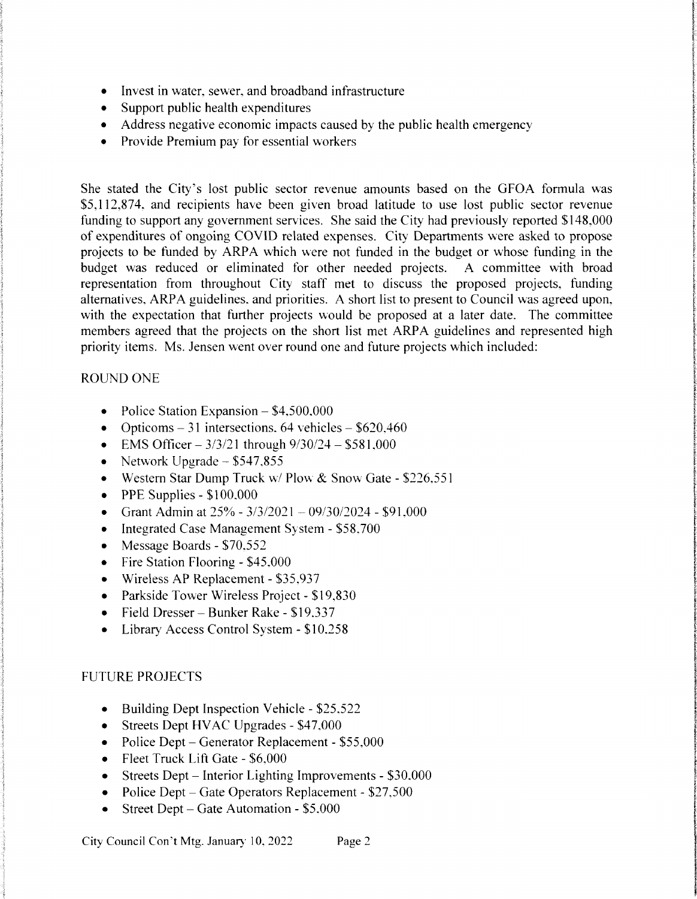- Invest in water, sewer, and broadband infrastructure
- Support public health expenditures
- Address negative economic impacts caused by the public health emergency
- Provide Premium pay for essential workers

She stated the City's lost public sector revenue amounts based on the GFOA formula was \$5,112,874, and recipients have been given broad latitude to use lost public sector revenue funding to support any government services. She said the City had previously reported \$148,000 of expenditures of ongoing COVID related expenses. City Departments were asked to propose projects to be funded by ARPA which were not funded in the budget or whose funding in the budget was reduced or eliminated for other needed projects. A committee with broad representation from throughout City staff met to discuss the proposed projects, funding alternatives, ARPA guidelines, and priorities. A short list to present to Council was agreed upon, with the expectation that further projects would be proposed at a later date. The committee members agreed that the projects on the short list met ARPA guidelines and represented high priority items. Ms. Jensen went over round one and future projects which included:

ROUND ONE

- Police Station Expansion – \$4,500,000
- Opticoms – 31 intersections, 64 vehicles – \$620,460
- EMS Officer – 3/3/21 through 9/30/24 – \$581,000
- Network Upgrade – \$547,855
- Western Star Dump Truck w/ Plow & Snow Gate - \$226,551
- PPE Supplies - \$100,000
- Grant Admin at 25% - 3/3/2021 – 09/30/2024 - \$91,000
- Integrated Case Management System - \$58,700
- Message Boards - \$70,552
- Fire Station Flooring - \$45,000
- Wireless AP Replacement - \$35,937
- Parkside Tower Wireless Project - \$19,830
- Field Dresser – Bunker Rake - \$19,337
- Library Access Control System - \$10,258

FUTURE PROJECTS

- Building Dept Inspection Vehicle - \$25,522
- Streets Dept HVAC Upgrades - \$47,000
- Police Dept – Generator Replacement - \$55,000
- Fleet Truck Lift Gate - \$6,000
- Streets Dept – Interior Lighting Improvements - \$30,000
- Police Dept – Gate Operators Replacement - \$27,500
- Street Dept – Gate Automation - \$5,000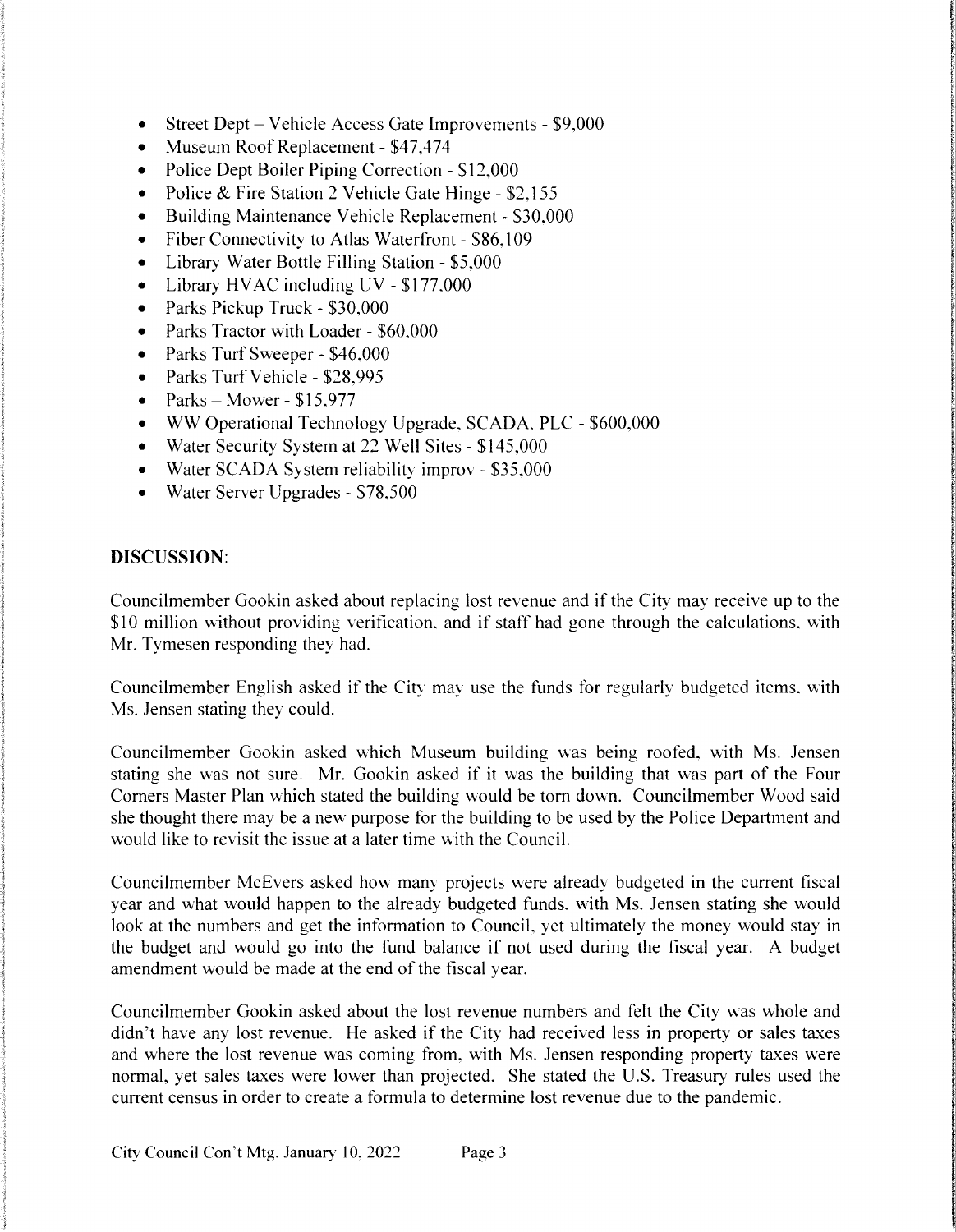- Street Dept – Vehicle Access Gate Improvements - $9,000
- Museum Roof Replacement - $47,474
- Police Dept Boiler Piping Correction - $12,000
- Police & Fire Station 2 Vehicle Gate Hinge - $2,155
- Building Maintenance Vehicle Replacement - $30,000
- Fiber Connectivity to Atlas Waterfront - $86,109
- Library Water Bottle Filling Station - $5,000
- Library HVAC including UV - $177,000
- Parks Pickup Truck - $30,000
- Parks Tractor with Loader - $60,000
- Parks Turf Sweeper - $46,000
- Parks Turf Vehicle - $28,995
- Parks – Mower - $15,977
- WW Operational Technology Upgrade, SCADA, PLC - $600,000
- Water Security System at 22 Well Sites - $145,000
- Water SCADA System reliability improv - $35,000
- Water Server Upgrades - $78,500

**DISCUSSION**:

Councilmember Gookin asked about replacing lost revenue and if the City may receive up to the $10 million without providing verification, and if staff had gone through the calculations, with Mr. Tymesen responding they had.

Councilmember English asked if the City may use the funds for regularly budgeted items, with Ms. Jensen stating they could.

Councilmember Gookin asked which Museum building was being roofed, with Ms. Jensen stating she was not sure. Mr. Gookin asked if it was the building that was part of the Four Corners Master Plan which stated the building would be torn down. Councilmember Wood said she thought there may be a new purpose for the building to be used by the Police Department and would like to revisit the issue at a later time with the Council.

Councilmember McEvers asked how many projects were already budgeted in the current fiscal year and what would happen to the already budgeted funds, with Ms. Jensen stating she would look at the numbers and get the information to Council, yet ultimately the money would stay in the budget and would go into the fund balance if not used during the fiscal year. A budget amendment would be made at the end of the fiscal year.

Councilmember Gookin asked about the lost revenue numbers and felt the City was whole and didn't have any lost revenue. He asked if the City had received less in property or sales taxes and where the lost revenue was coming from, with Ms. Jensen responding property taxes were normal, yet sales taxes were lower than projected. She stated the U.S. Treasury rules used the current census in order to create a formula to determine lost revenue due to the pandemic.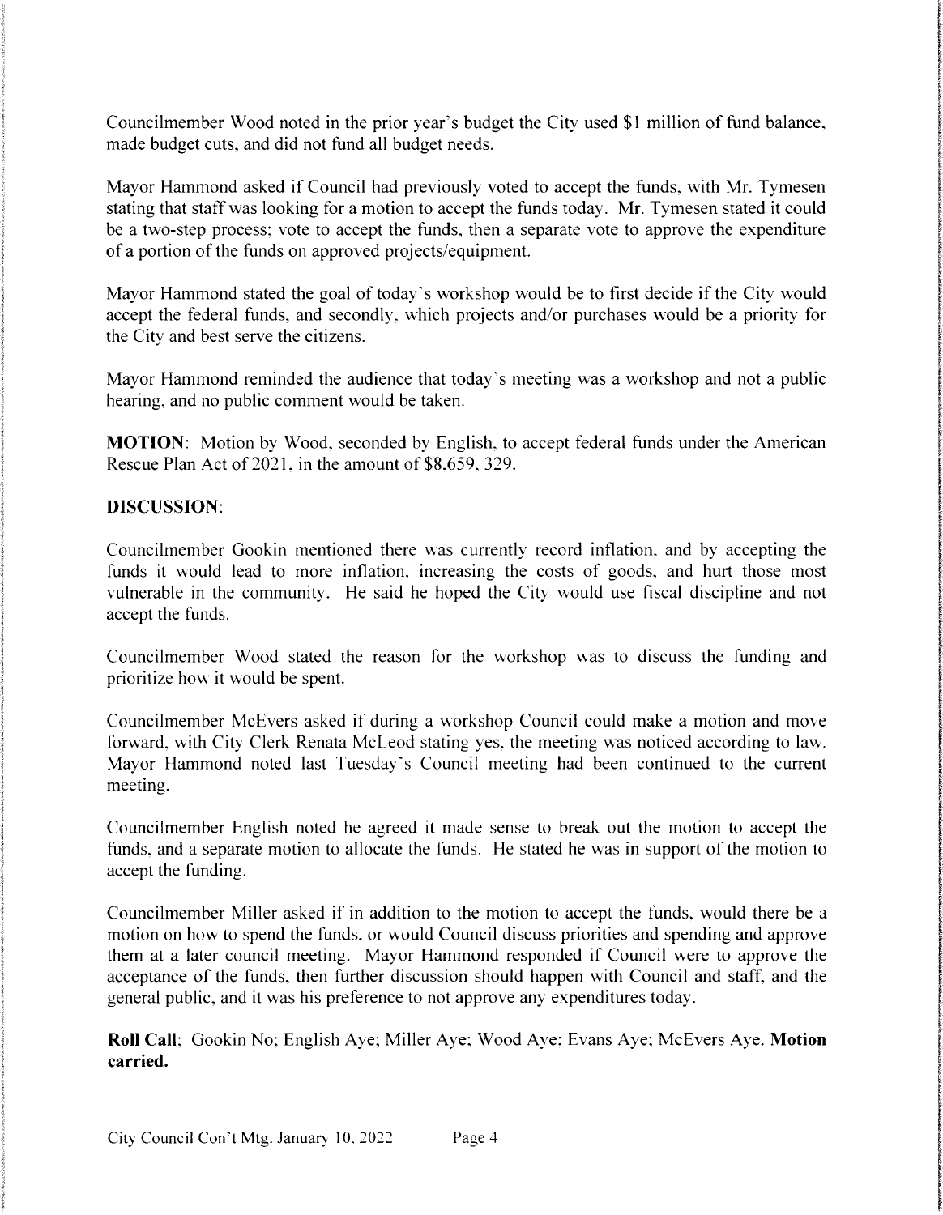Councilmember Wood noted in the prior year's budget the City used $1 million of fund balance, made budget cuts, and did not fund all budget needs.

Mayor Hammond asked if Council had previously voted to accept the funds, with Mr. Tymesen stating that staff was looking for a motion to accept the funds today. Mr. Tymesen stated it could be a two-step process; vote to accept the funds, then a separate vote to approve the expenditure of a portion of the funds on approved projects/equipment.

Mayor Hammond stated the goal of today's workshop would be to first decide if the City would accept the federal funds, and secondly, which projects and/or purchases would be a priority for the City and best serve the citizens.

Mayor Hammond reminded the audience that today's meeting was a workshop and not a public hearing, and no public comment would be taken.

**MOTION**: Motion by Wood, seconded by English, to accept federal funds under the American Rescue Plan Act of 2021, in the amount of $8,659, 329.

**DISCUSSION**:

Councilmember Gookin mentioned there was currently record inflation, and by accepting the funds it would lead to more inflation, increasing the costs of goods, and hurt those most vulnerable in the community. He said he hoped the City would use fiscal discipline and not accept the funds.

Councilmember Wood stated the reason for the workshop was to discuss the funding and prioritize how it would be spent.

Councilmember McEvers asked if during a workshop Council could make a motion and move forward, with City Clerk Renata McLeod stating yes, the meeting was noticed according to law. Mayor Hammond noted last Tuesday's Council meeting had been continued to the current meeting.

Councilmember English noted he agreed it made sense to break out the motion to accept the funds, and a separate motion to allocate the funds. He stated he was in support of the motion to accept the funding.

Councilmember Miller asked if in addition to the motion to accept the funds, would there be a motion on how to spend the funds, or would Council discuss priorities and spending and approve them at a later council meeting. Mayor Hammond responded if Council were to approve the acceptance of the funds, then further discussion should happen with Council and staff, and the general public, and it was his preference to not approve any expenditures today.

**Roll Call**: Gookin No; English Aye; Miller Aye; Wood Aye; Evans Aye; McEvers Aye. **Motion carried.**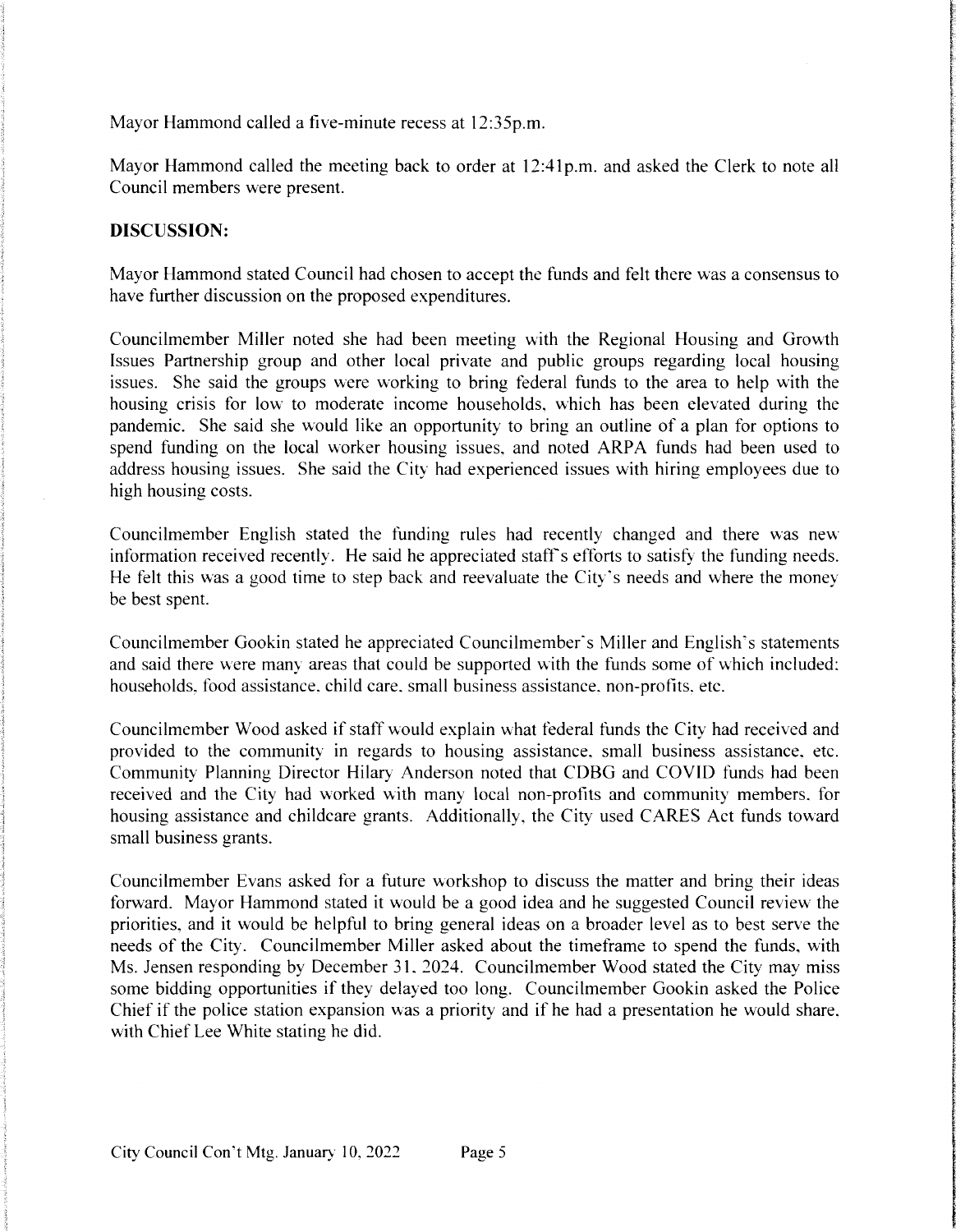Mayor Hammond called a five-minute recess at 12:35p.m.

Mayor Hammond called the meeting back to order at 12:41p.m. and asked the Clerk to note all Council members were present.

**DISCUSSION:**

Mayor Hammond stated Council had chosen to accept the funds and felt there was a consensus to have further discussion on the proposed expenditures.

Councilmember Miller noted she had been meeting with the Regional Housing and Growth Issues Partnership group and other local private and public groups regarding local housing issues. She said the groups were working to bring federal funds to the area to help with the housing crisis for low to moderate income households, which has been elevated during the pandemic. She said she would like an opportunity to bring an outline of a plan for options to spend funding on the local worker housing issues, and noted ARPA funds had been used to address housing issues. She said the City had experienced issues with hiring employees due to high housing costs.

Councilmember English stated the funding rules had recently changed and there was new information received recently. He said he appreciated staff's efforts to satisfy the funding needs. He felt this was a good time to step back and reevaluate the City's needs and where the money be best spent.

Councilmember Gookin stated he appreciated Councilmember's Miller and English's statements and said there were many areas that could be supported with the funds some of which included: households, food assistance, child care, small business assistance, non-profits, etc.

Councilmember Wood asked if staff would explain what federal funds the City had received and provided to the community in regards to housing assistance, small business assistance, etc. Community Planning Director Hilary Anderson noted that CDBG and COVID funds had been received and the City had worked with many local non-profits and community members, for housing assistance and childcare grants. Additionally, the City used CARES Act funds toward small business grants.

Councilmember Evans asked for a future workshop to discuss the matter and bring their ideas forward. Mayor Hammond stated it would be a good idea and he suggested Council review the priorities, and it would be helpful to bring general ideas on a broader level as to best serve the needs of the City. Councilmember Miller asked about the timeframe to spend the funds, with Ms. Jensen responding by December 31, 2024. Councilmember Wood stated the City may miss some bidding opportunities if they delayed too long. Councilmember Gookin asked the Police Chief if the police station expansion was a priority and if he had a presentation he would share, with Chief Lee White stating he did.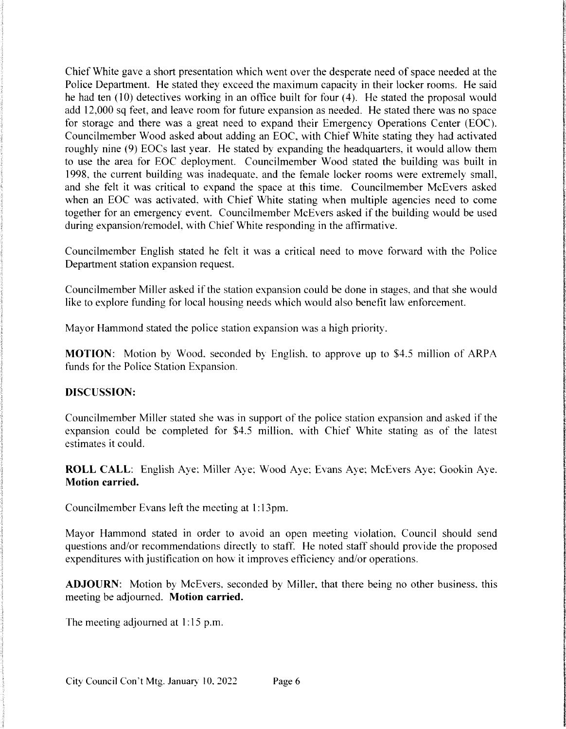Chief White gave a short presentation which went over the desperate need of space needed at the Police Department. He stated they exceed the maximum capacity in their locker rooms. He said he had ten (10) detectives working in an office built for four (4). He stated the proposal would add 12,000 sq feet, and leave room for future expansion as needed. He stated there was no space for storage and there was a great need to expand their Emergency Operations Center (EOC). Councilmember Wood asked about adding an EOC, with Chief White stating they had activated roughly nine (9) EOCs last year. He stated by expanding the headquarters, it would allow them to use the area for EOC deployment. Councilmember Wood stated the building was built in 1998, the current building was inadequate, and the female locker rooms were extremely small, and she felt it was critical to expand the space at this time. Councilmember McEvers asked when an EOC was activated, with Chief White stating when multiple agencies need to come together for an emergency event. Councilmember McEvers asked if the building would be used during expansion/remodel, with Chief White responding in the affirmative.

Councilmember English stated he felt it was a critical need to move forward with the Police Department station expansion request.

Councilmember Miller asked if the station expansion could be done in stages, and that she would like to explore funding for local housing needs which would also benefit law enforcement.

Mayor Hammond stated the police station expansion was a high priority.

**MOTION**: Motion by Wood, seconded by English, to approve up to $4.5 million of ARPA funds for the Police Station Expansion.

**DISCUSSION:**

Councilmember Miller stated she was in support of the police station expansion and asked if the expansion could be completed for $4.5 million, with Chief White stating as of the latest estimates it could.

**ROLL CALL**: English Aye; Miller Aye; Wood Aye; Evans Aye; McEvers Aye; Gookin Aye. **Motion carried.**

Councilmember Evans left the meeting at 1:13pm.

Mayor Hammond stated in order to avoid an open meeting violation, Council should send questions and/or recommendations directly to staff. He noted staff should provide the proposed expenditures with justification on how it improves efficiency and/or operations.

**ADJOURN**: Motion by McEvers, seconded by Miller, that there being no other business, this meeting be adjourned. **Motion carried.**

The meeting adjourned at 1:15 p.m.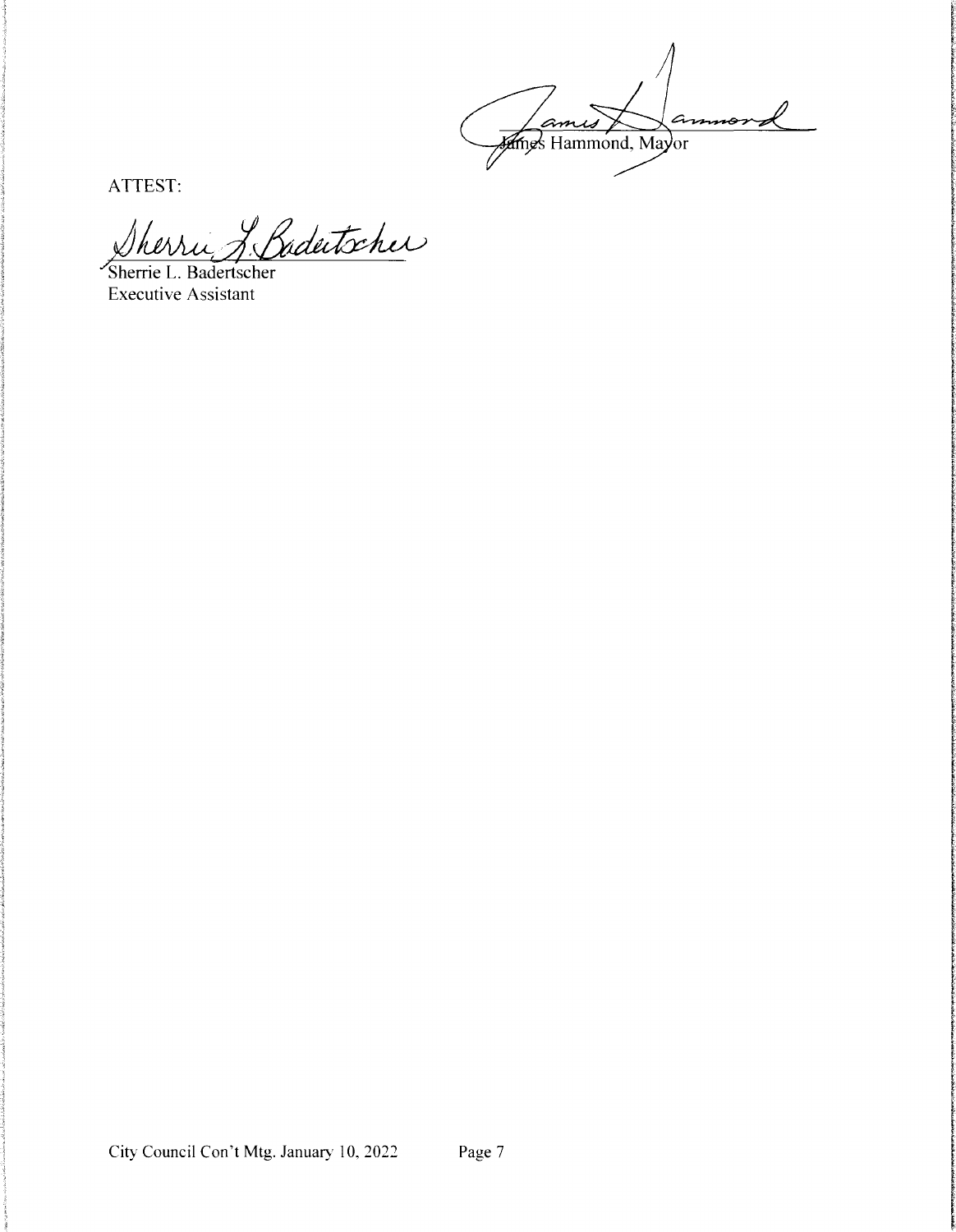James Hammond, Mayor

ATTEST:

Sherrie L. Badertscher
Executive Assistant